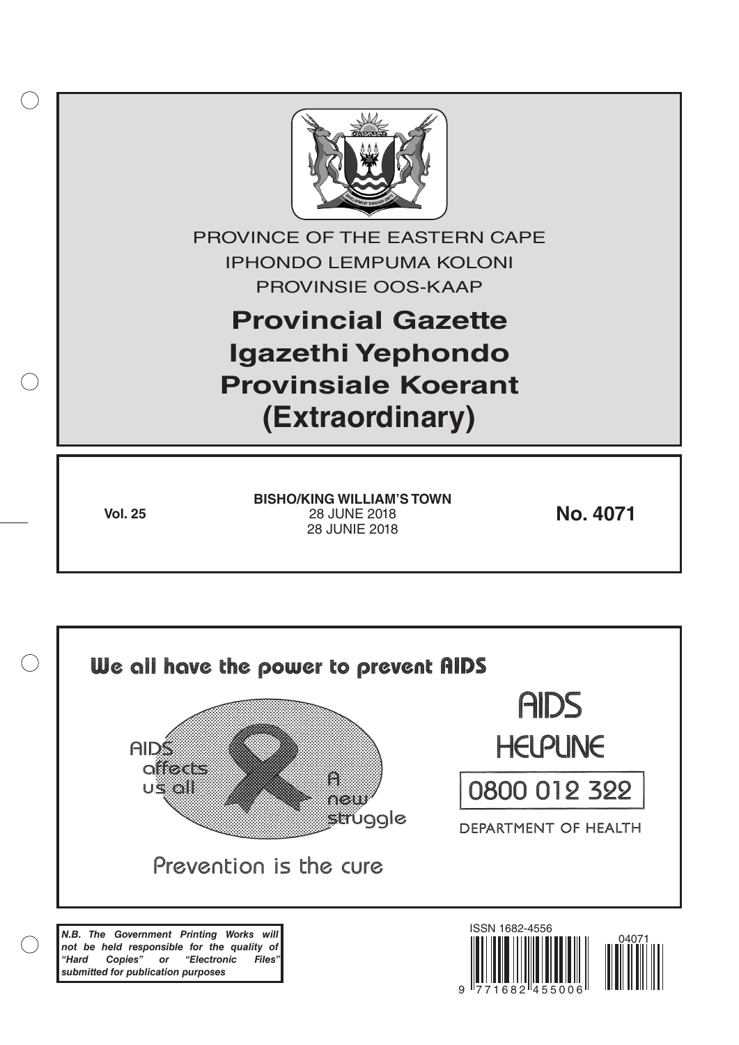PROVINCE OF THE EASTERN CAPE
IPHONDO LEMPUMA KOLONI
PROVINSIE OOS-KAAP

# Provincial Gazette
# Igazethi Yephondo
# Provinsiale Koerant
# (Extraordinary)

**Vol. 25**

**BISHO/KING WILLIAM'S TOWN**
28 JUNE 2018
28 JUNIE 2018

**No. 4071**

We all have the power to prevent AIDS

AIDS affects us all

A new struggle

Prevention is the cure

AIDS HELPLINE

0800 012 322

DEPARTMENT OF HEALTH

***N.B. The Government Printing Works will not be held responsible for the quality of "Hard Copies" or "Electronic Files" submitted for publication purposes***

ISSN 1682-4556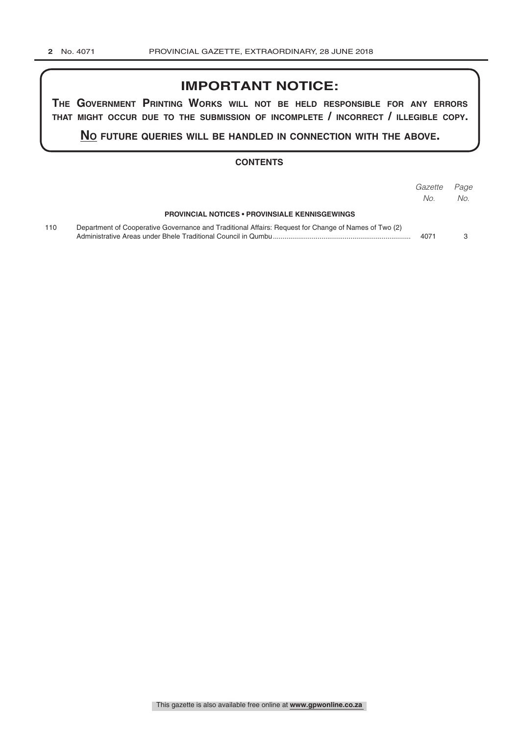## IMPORTANT NOTICE:

**THE GOVERNMENT PRINTING WORKS WILL NOT BE HELD RESPONSIBLE FOR ANY ERRORS THAT MIGHT OCCUR DUE TO THE SUBMISSION OF INCOMPLETE / INCORRECT / ILLEGIBLE COPY.**

**NO FUTURE QUERIES WILL BE HANDLED IN CONNECTION WITH THE ABOVE.**

### CONTENTS

| | | *Gazette No.* | *Page No.* |
|---|---|---|---|
| | **PROVINCIAL NOTICES • PROVINSIALE KENNISGEWINGS** | | |
| 110 | Department of Cooperative Governance and Traditional Affairs: Request for Change of Names of Two (2) Administrative Areas under Bhele Traditional Council in Qumbu | 4071 | 3 |

This gazette is also available free online at **www.gpwonline.co.za**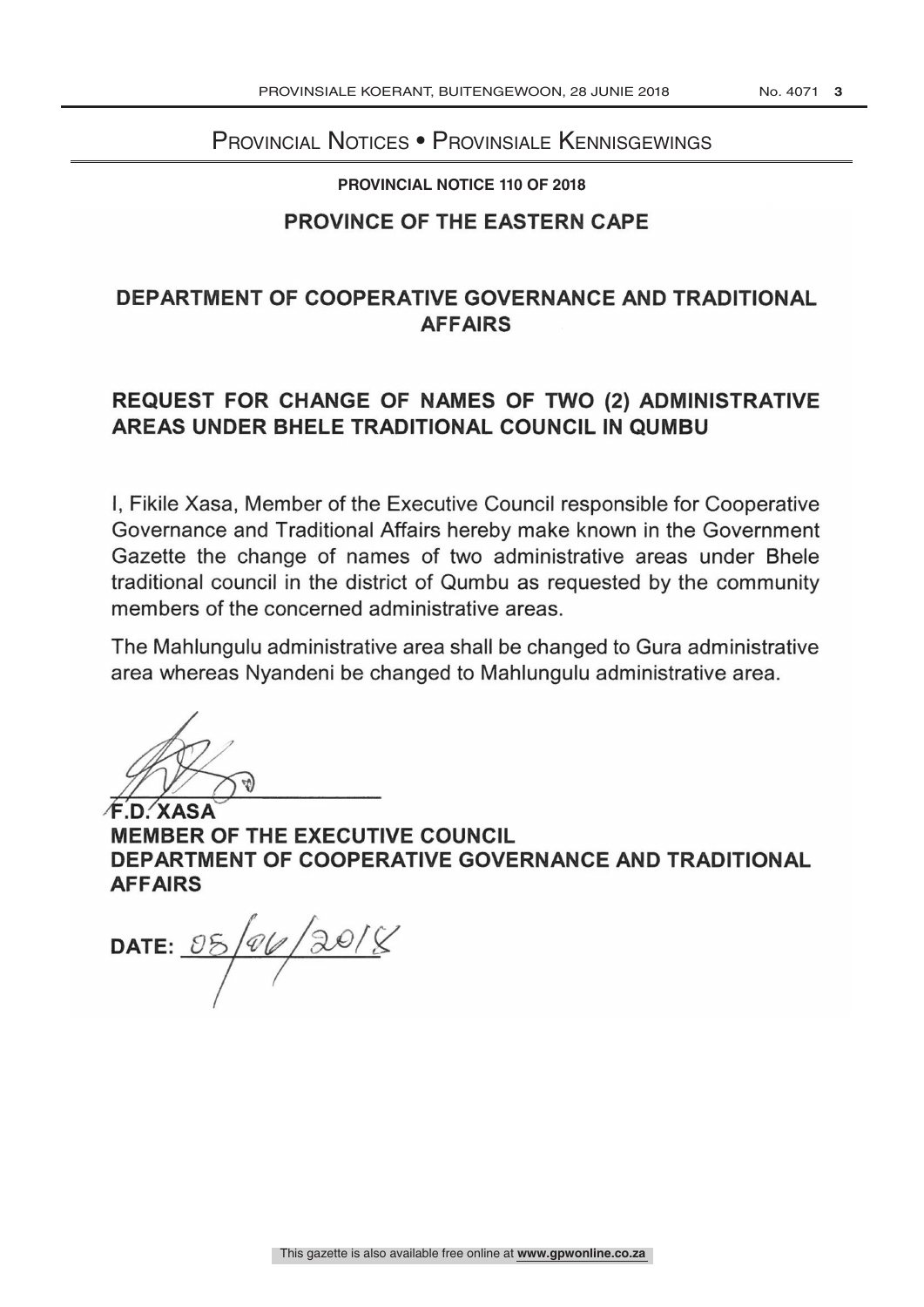# Provincial Notices • Provinsiale Kennisgewings

**PROVINCIAL NOTICE 110 OF 2018**

## PROVINCE OF THE EASTERN CAPE

## DEPARTMENT OF COOPERATIVE GOVERNANCE AND TRADITIONAL AFFAIRS

## REQUEST FOR CHANGE OF NAMES OF TWO (2) ADMINISTRATIVE AREAS UNDER BHELE TRADITIONAL COUNCIL IN QUMBU

I, Fikile Xasa, Member of the Executive Council responsible for Cooperative Governance and Traditional Affairs hereby make known in the Government Gazette the change of names of two administrative areas under Bhele traditional council in the district of Qumbu as requested by the community members of the concerned administrative areas.

The Mahlungulu administrative area shall be changed to Gura administrative area whereas Nyandeni be changed to Mahlungulu administrative area.

**F.D. XASA**
**MEMBER OF THE EXECUTIVE COUNCIL**
**DEPARTMENT OF COOPERATIVE GOVERNANCE AND TRADITIONAL AFFAIRS**

**DATE:** 05/06/2018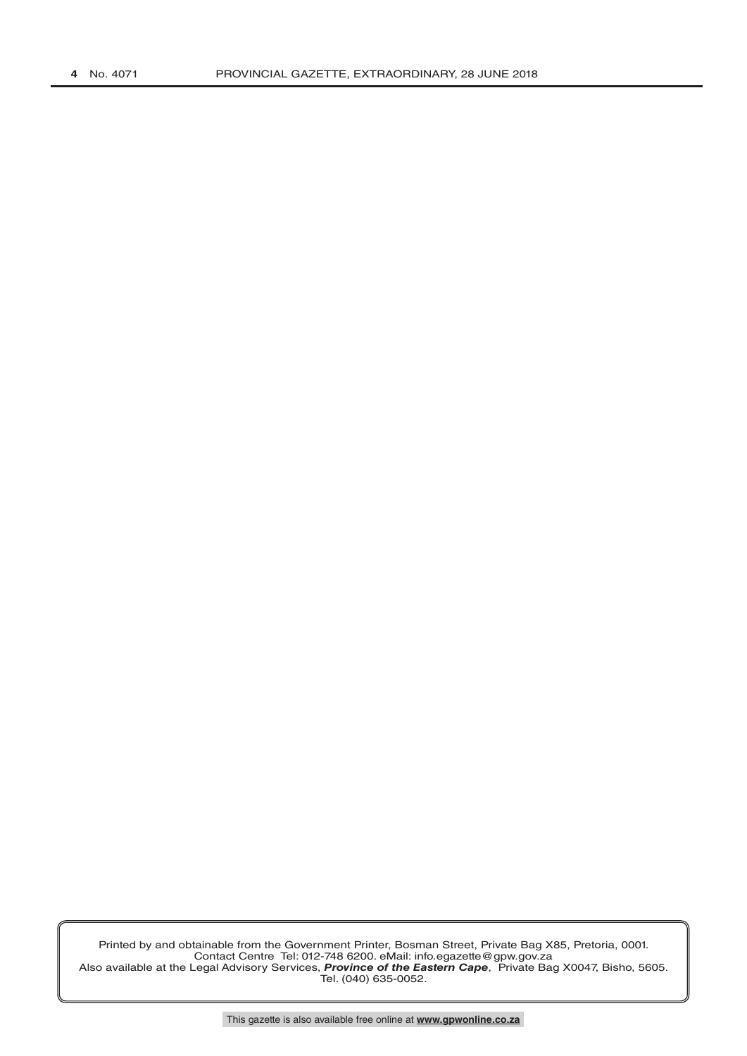Printed by and obtainable from the Government Printer, Bosman Street, Private Bag X85, Pretoria, 0001.
Contact Centre Tel: 012-748 6200. eMail: info.egazette@gpw.gov.za
Also available at the Legal Advisory Services, ***Province of the Eastern Cape***, Private Bag X0047, Bisho, 5605.
Tel. (040) 635-0052.

This gazette is also available free online at **www.gpwonline.co.za**